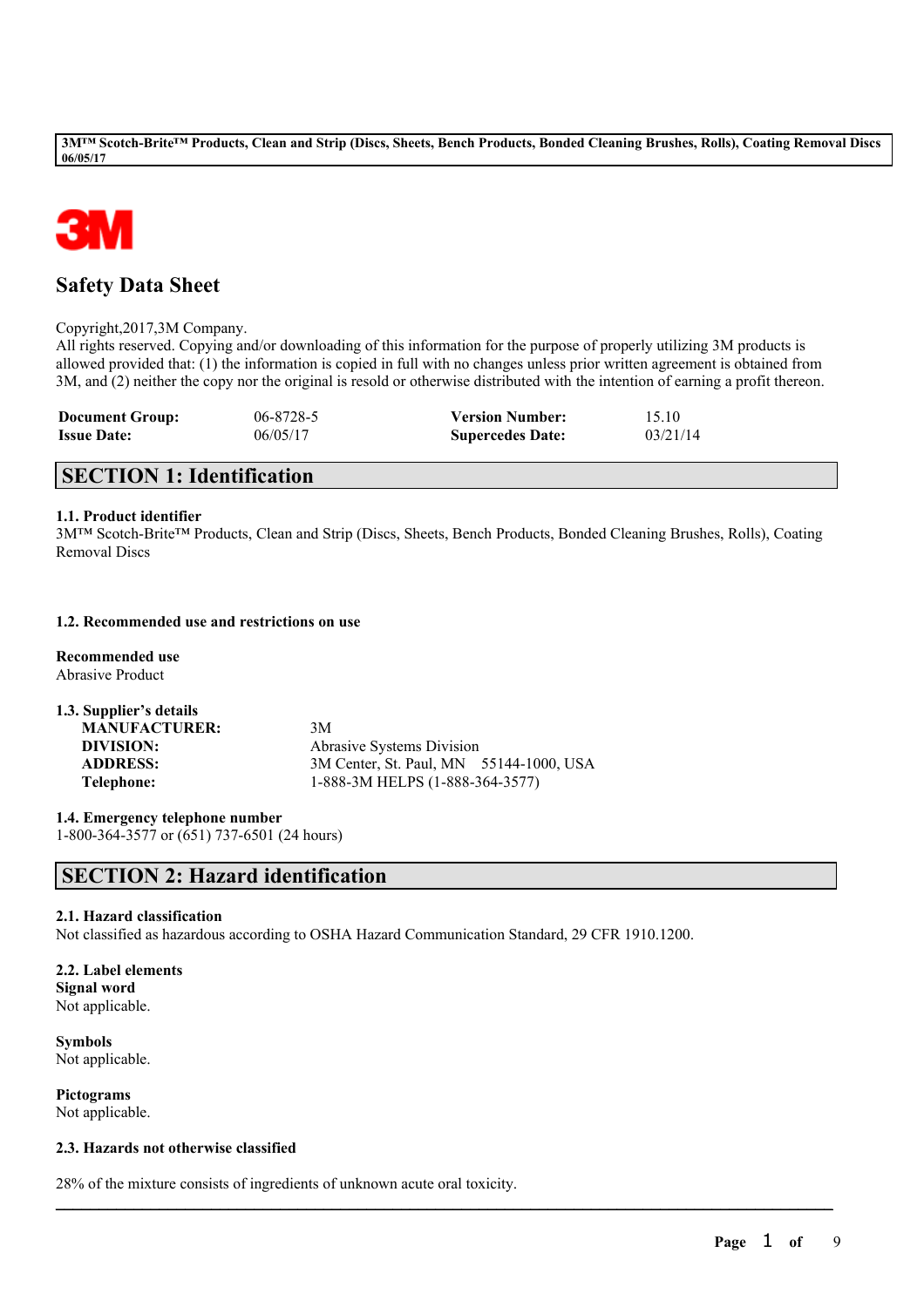# Safety Data Sheet

Copyright,2017,3M Company.
All rights reserved. Copying and/or downloading of this information for the purpose of properly utilizing 3M products is allowed provided that: (1) the information is copied in full with no changes unless prior written agreement is obtained from 3M, and (2) neither the copy nor the original is resold or otherwise distributed with the intention of earning a profit thereon.

| | | | |
|---|---|---|---|
| **Document Group:** | 06-8728-5 | **Version Number:** | 15.10 |
| **Issue Date:** | 06/05/17 | **Supercedes Date:** | 03/21/14 |

## SECTION 1: Identification

### 1.1. Product identifier

3M™ Scotch-Brite™ Products, Clean and Strip (Discs, Sheets, Bench Products, Bonded Cleaning Brushes, Rolls), Coating Removal Discs

### 1.2. Recommended use and restrictions on use

**Recommended use**
Abrasive Product

### 1.3. Supplier's details

| | |
|---|---|
| **MANUFACTURER:** | 3M |
| **DIVISION:** | Abrasive Systems Division |
| **ADDRESS:** | 3M Center, St. Paul, MN 55144-1000, USA |
| **Telephone:** | 1-888-3M HELPS (1-888-364-3577) |

### 1.4. Emergency telephone number

1-800-364-3577 or (651) 737-6501 (24 hours)

## SECTION 2: Hazard identification

### 2.1. Hazard classification

Not classified as hazardous according to OSHA Hazard Communication Standard, 29 CFR 1910.1200.

### 2.2. Label elements

**Signal word**
Not applicable.

**Symbols**
Not applicable.

**Pictograms**
Not applicable.

### 2.3. Hazards not otherwise classified

28% of the mixture consists of ingredients of unknown acute oral toxicity.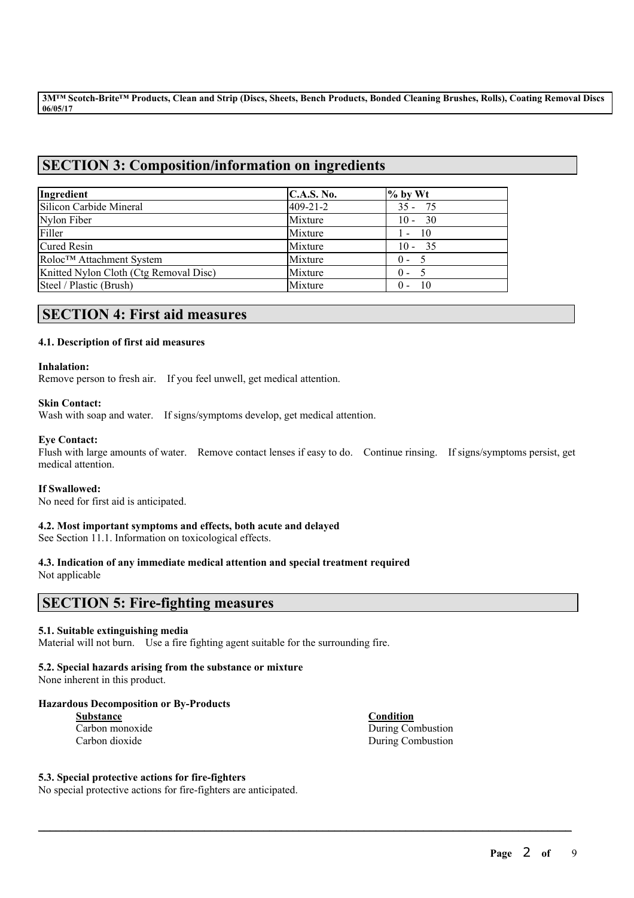## SECTION 3: Composition/information on ingredients

| Ingredient | C.A.S. No. | % by Wt |
|---|---|---|
| Silicon Carbide Mineral | 409-21-2 | 35 - 75 |
| Nylon Fiber | Mixture | 10 - 30 |
| Filler | Mixture | 1 - 10 |
| Cured Resin | Mixture | 10 - 35 |
| Roloc™ Attachment System | Mixture | 0 - 5 |
| Knitted Nylon Cloth (Ctg Removal Disc) | Mixture | 0 - 5 |
| Steel / Plastic (Brush) | Mixture | 0 - 10 |

## SECTION 4: First aid measures

### 4.1. Description of first aid measures

**Inhalation:**
Remove person to fresh air. If you feel unwell, get medical attention.

**Skin Contact:**
Wash with soap and water. If signs/symptoms develop, get medical attention.

**Eye Contact:**
Flush with large amounts of water. Remove contact lenses if easy to do. Continue rinsing. If signs/symptoms persist, get medical attention.

**If Swallowed:**
No need for first aid is anticipated.

### 4.2. Most important symptoms and effects, both acute and delayed

See Section 11.1. Information on toxicological effects.

### 4.3. Indication of any immediate medical attention and special treatment required

Not applicable

## SECTION 5: Fire-fighting measures

### 5.1. Suitable extinguishing media

Material will not burn. Use a fire fighting agent suitable for the surrounding fire.

### 5.2. Special hazards arising from the substance or mixture

None inherent in this product.

**Hazardous Decomposition or By-Products**

| Substance | Condition |
|---|---|
| Carbon monoxide | During Combustion |
| Carbon dioxide | During Combustion |

### 5.3. Special protective actions for fire-fighters

No special protective actions for fire-fighters are anticipated.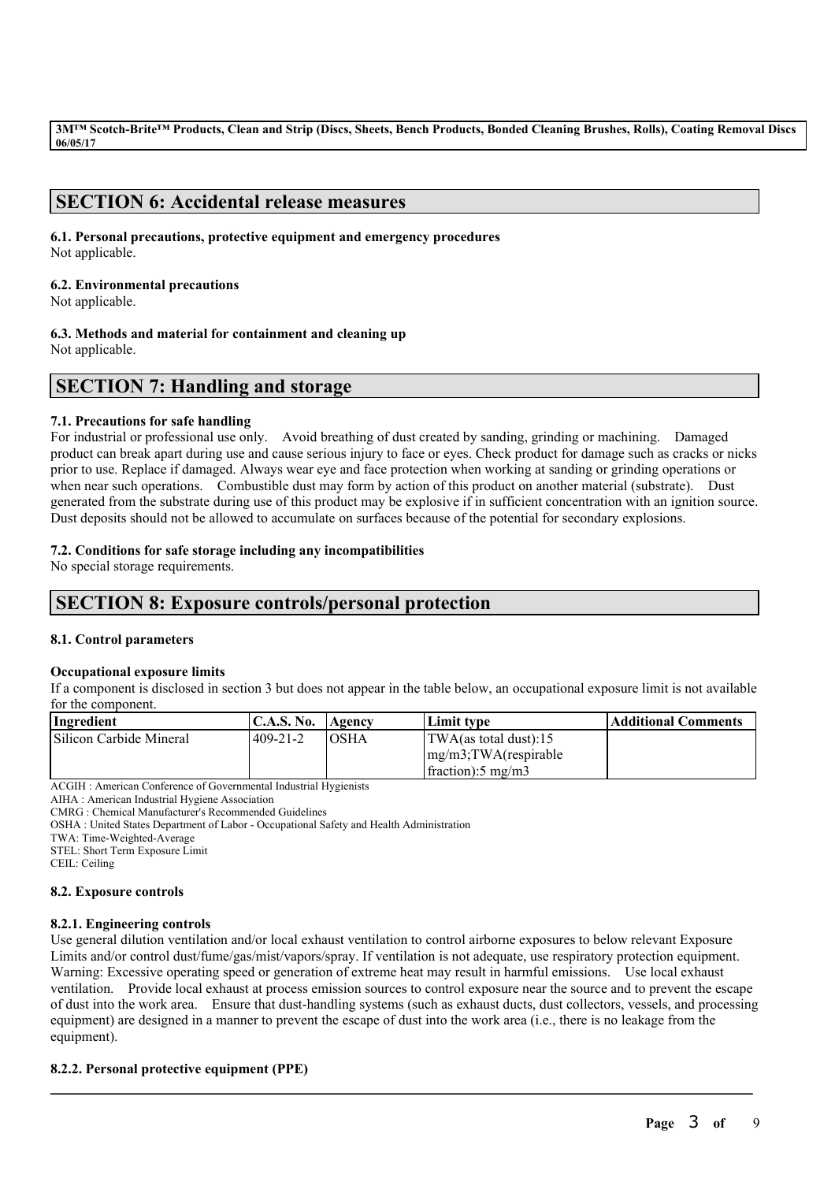## SECTION 6: Accidental release measures

**6.1. Personal precautions, protective equipment and emergency procedures**
Not applicable.

**6.2. Environmental precautions**
Not applicable.

**6.3. Methods and material for containment and cleaning up**
Not applicable.

## SECTION 7: Handling and storage

**7.1. Precautions for safe handling**
For industrial or professional use only. Avoid breathing of dust created by sanding, grinding or machining. Damaged product can break apart during use and cause serious injury to face or eyes. Check product for damage such as cracks or nicks prior to use. Replace if damaged. Always wear eye and face protection when working at sanding or grinding operations or when near such operations. Combustible dust may form by action of this product on another material (substrate). Dust generated from the substrate during use of this product may be explosive if in sufficient concentration with an ignition source. Dust deposits should not be allowed to accumulate on surfaces because of the potential for secondary explosions.

**7.2. Conditions for safe storage including any incompatibilities**
No special storage requirements.

## SECTION 8: Exposure controls/personal protection

**8.1. Control parameters**

**Occupational exposure limits**
If a component is disclosed in section 3 but does not appear in the table below, an occupational exposure limit is not available for the component.

| Ingredient | C.A.S. No. | Agency | Limit type | Additional Comments |
|---|---|---|---|---|
| Silicon Carbide Mineral | 409-21-2 | OSHA | TWA(as total dust):15 mg/m3;TWA(respirable fraction):5 mg/m3 | |

ACGIH : American Conference of Governmental Industrial Hygienists
AIHA : American Industrial Hygiene Association
CMRG : Chemical Manufacturer's Recommended Guidelines
OSHA : United States Department of Labor - Occupational Safety and Health Administration
TWA: Time-Weighted-Average
STEL: Short Term Exposure Limit
CEIL: Ceiling

**8.2. Exposure controls**

**8.2.1. Engineering controls**
Use general dilution ventilation and/or local exhaust ventilation to control airborne exposures to below relevant Exposure Limits and/or control dust/fume/gas/mist/vapors/spray. If ventilation is not adequate, use respiratory protection equipment. Warning: Excessive operating speed or generation of extreme heat may result in harmful emissions. Use local exhaust ventilation. Provide local exhaust at process emission sources to control exposure near the source and to prevent the escape of dust into the work area. Ensure that dust-handling systems (such as exhaust ducts, dust collectors, vessels, and processing equipment) are designed in a manner to prevent the escape of dust into the work area (i.e., there is no leakage from the equipment).

**8.2.2. Personal protective equipment (PPE)**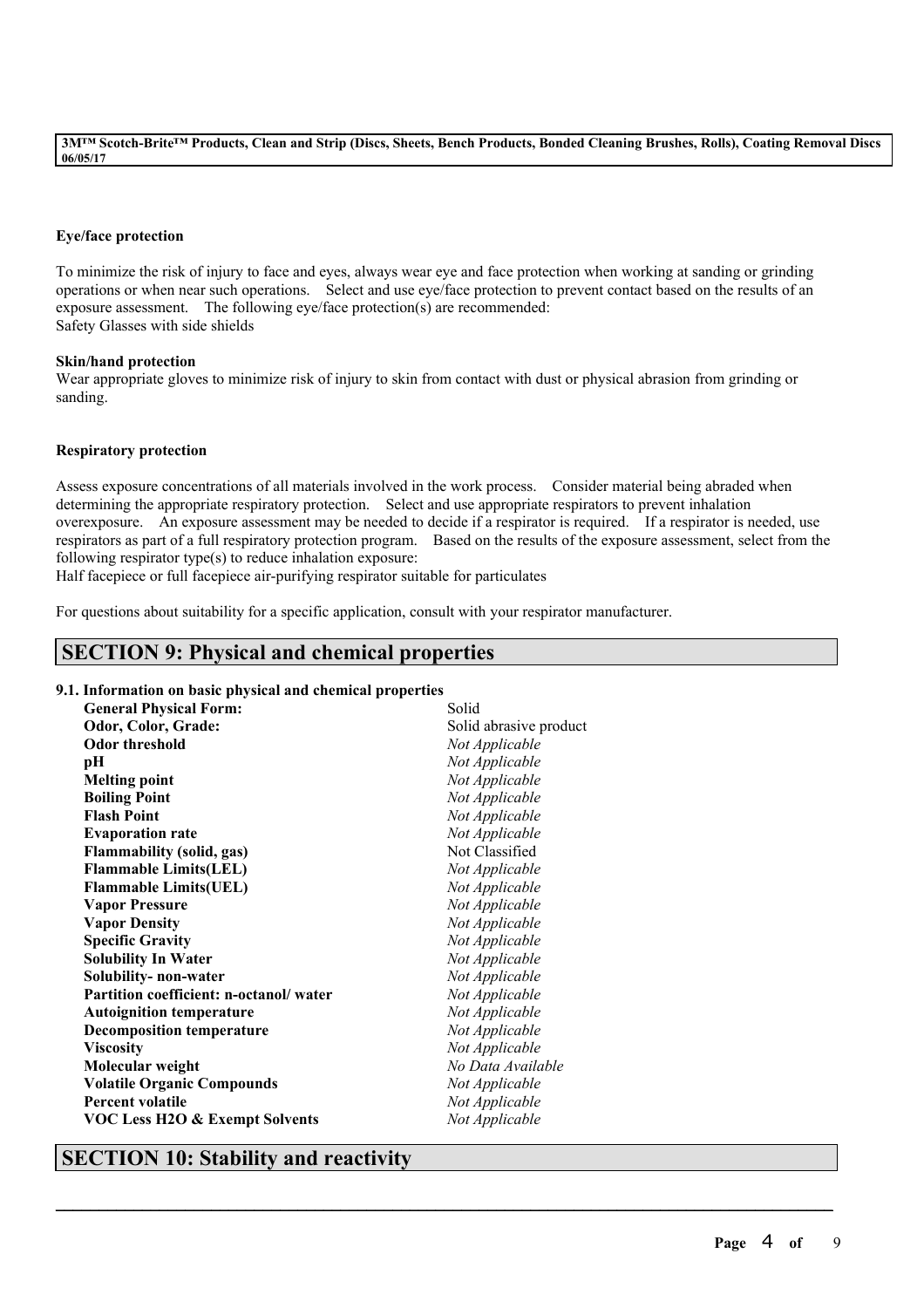**Eye/face protection**

To minimize the risk of injury to face and eyes, always wear eye and face protection when working at sanding or grinding operations or when near such operations. Select and use eye/face protection to prevent contact based on the results of an exposure assessment. The following eye/face protection(s) are recommended:
Safety Glasses with side shields

**Skin/hand protection**
Wear appropriate gloves to minimize risk of injury to skin from contact with dust or physical abrasion from grinding or sanding.

**Respiratory protection**

Assess exposure concentrations of all materials involved in the work process. Consider material being abraded when determining the appropriate respiratory protection. Select and use appropriate respirators to prevent inhalation overexposure. An exposure assessment may be needed to decide if a respirator is required. If a respirator is needed, use respirators as part of a full respiratory protection program. Based on the results of the exposure assessment, select from the following respirator type(s) to reduce inhalation exposure:
Half facepiece or full facepiece air-purifying respirator suitable for particulates

For questions about suitability for a specific application, consult with your respirator manufacturer.

## SECTION 9: Physical and chemical properties

### 9.1. Information on basic physical and chemical properties

| | |
|---|---|
| **General Physical Form:** | Solid |
| **Odor, Color, Grade:** | Solid abrasive product |
| **Odor threshold** | *Not Applicable* |
| **pH** | *Not Applicable* |
| **Melting point** | *Not Applicable* |
| **Boiling Point** | *Not Applicable* |
| **Flash Point** | *Not Applicable* |
| **Evaporation rate** | *Not Applicable* |
| **Flammability (solid, gas)** | Not Classified |
| **Flammable Limits(LEL)** | *Not Applicable* |
| **Flammable Limits(UEL)** | *Not Applicable* |
| **Vapor Pressure** | *Not Applicable* |
| **Vapor Density** | *Not Applicable* |
| **Specific Gravity** | *Not Applicable* |
| **Solubility In Water** | *Not Applicable* |
| **Solubility- non-water** | *Not Applicable* |
| **Partition coefficient: n-octanol/ water** | *Not Applicable* |
| **Autoignition temperature** | *Not Applicable* |
| **Decomposition temperature** | *Not Applicable* |
| **Viscosity** | *Not Applicable* |
| **Molecular weight** | *No Data Available* |
| **Volatile Organic Compounds** | *Not Applicable* |
| **Percent volatile** | *Not Applicable* |
| **VOC Less H2O & Exempt Solvents** | *Not Applicable* |

## SECTION 10: Stability and reactivity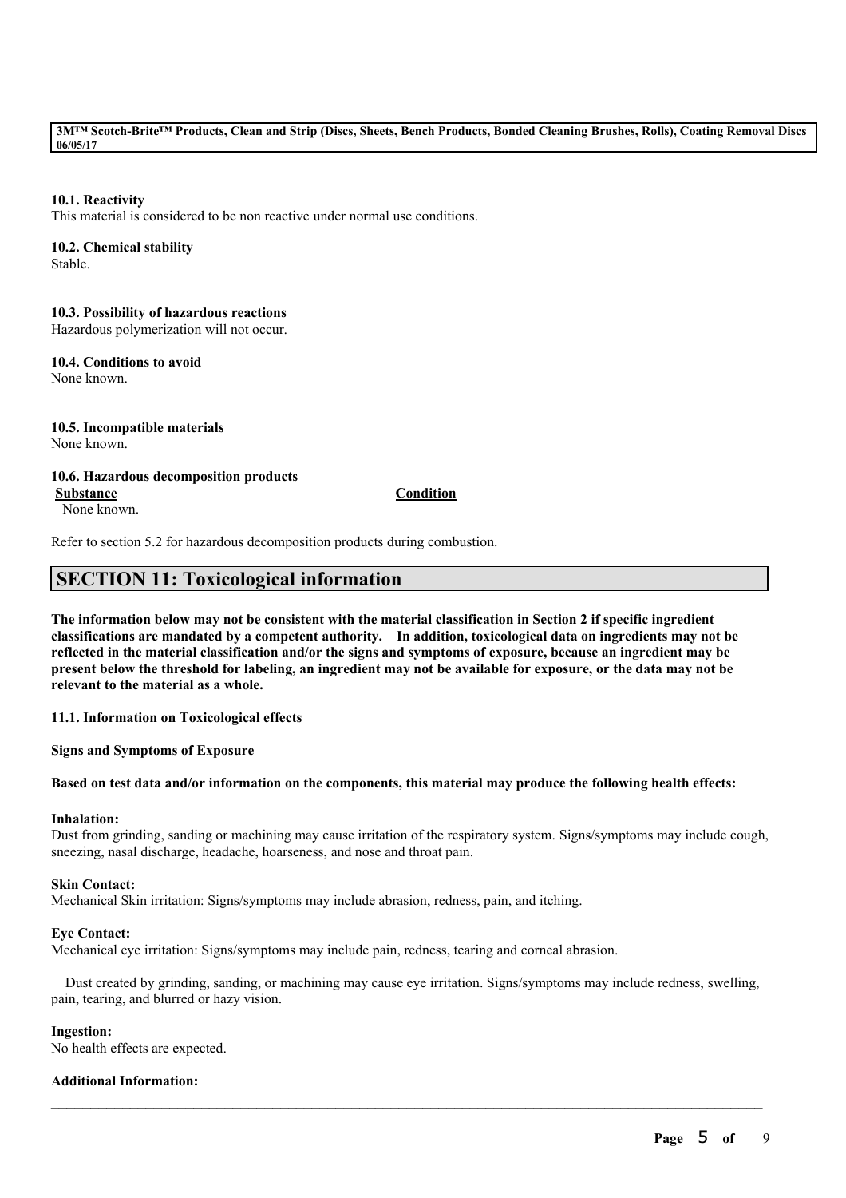### 10.1. Reactivity

This material is considered to be non reactive under normal use conditions.

### 10.2. Chemical stability

Stable.

### 10.3. Possibility of hazardous reactions

Hazardous polymerization will not occur.

### 10.4. Conditions to avoid

None known.

### 10.5. Incompatible materials

None known.

### 10.6. Hazardous decomposition products

| Substance | Condition |
| --- | --- |
| None known. | |

Refer to section 5.2 for hazardous decomposition products during combustion.

## SECTION 11: Toxicological information

**The information below may not be consistent with the material classification in Section 2 if specific ingredient classifications are mandated by a competent authority. In addition, toxicological data on ingredients may not be reflected in the material classification and/or the signs and symptoms of exposure, because an ingredient may be present below the threshold for labeling, an ingredient may not be available for exposure, or the data may not be relevant to the material as a whole.**

### 11.1. Information on Toxicological effects

**Signs and Symptoms of Exposure**

**Based on test data and/or information on the components, this material may produce the following health effects:**

**Inhalation:**

Dust from grinding, sanding or machining may cause irritation of the respiratory system. Signs/symptoms may include cough, sneezing, nasal discharge, headache, hoarseness, and nose and throat pain.

**Skin Contact:**

Mechanical Skin irritation: Signs/symptoms may include abrasion, redness, pain, and itching.

**Eye Contact:**

Mechanical eye irritation: Signs/symptoms may include pain, redness, tearing and corneal abrasion.

Dust created by grinding, sanding, or machining may cause eye irritation. Signs/symptoms may include redness, swelling, pain, tearing, and blurred or hazy vision.

**Ingestion:**

No health effects are expected.

**Additional Information:**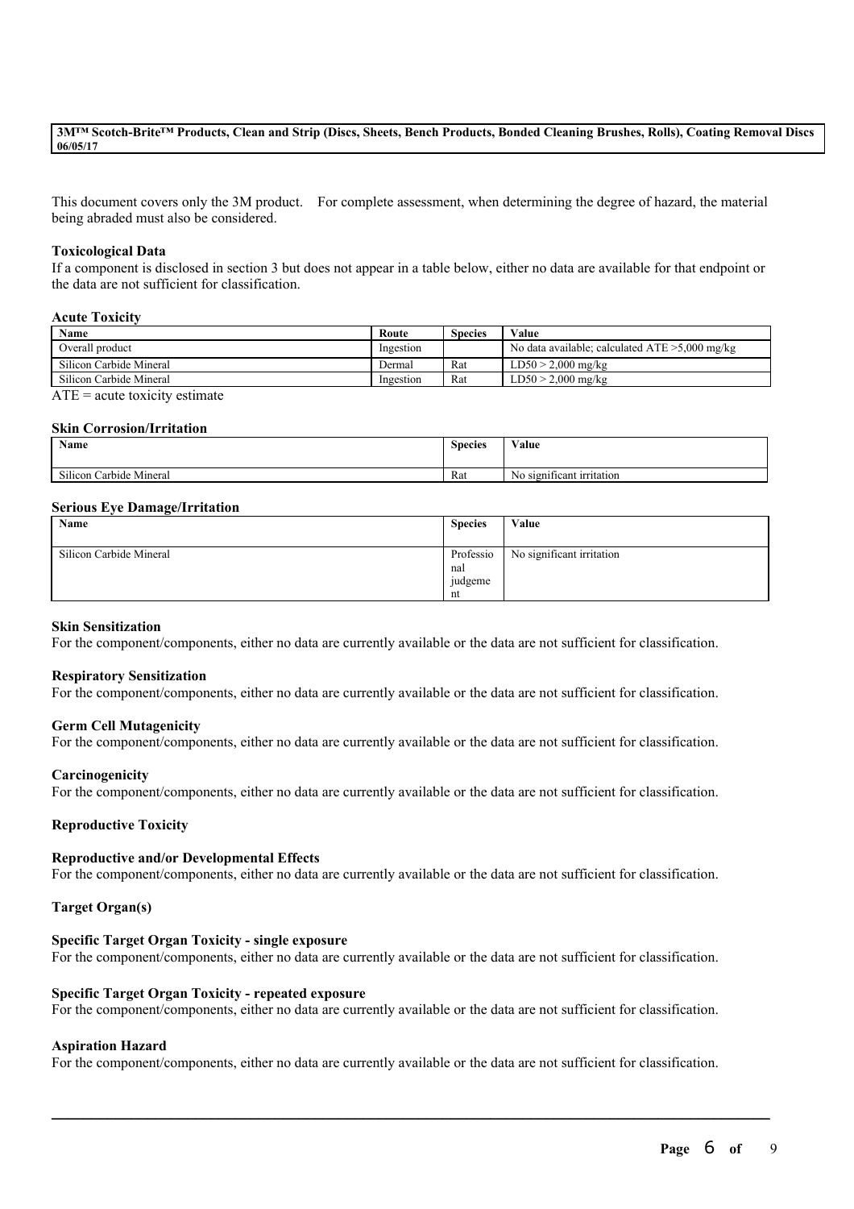This document covers only the 3M product. For complete assessment, when determining the degree of hazard, the material being abraded must also be considered.

**Toxicological Data**

If a component is disclosed in section 3 but does not appear in a table below, either no data are available for that endpoint or the data are not sufficient for classification.

**Acute Toxicity**

| Name | Route | Species | Value |
|---|---|---|---|
| Overall product | Ingestion | | No data available; calculated ATE >5,000 mg/kg |
| Silicon Carbide Mineral | Dermal | Rat | LD50 > 2,000 mg/kg |
| Silicon Carbide Mineral | Ingestion | Rat | LD50 > 2,000 mg/kg |

ATE = acute toxicity estimate

**Skin Corrosion/Irritation**

| Name | Species | Value |
|---|---|---|
| Silicon Carbide Mineral | Rat | No significant irritation |

**Serious Eye Damage/Irritation**

| Name | Species | Value |
|---|---|---|
| Silicon Carbide Mineral | Professional judgement | No significant irritation |

**Skin Sensitization**

For the component/components, either no data are currently available or the data are not sufficient for classification.

**Respiratory Sensitization**

For the component/components, either no data are currently available or the data are not sufficient for classification.

**Germ Cell Mutagenicity**

For the component/components, either no data are currently available or the data are not sufficient for classification.

**Carcinogenicity**

For the component/components, either no data are currently available or the data are not sufficient for classification.

**Reproductive Toxicity**

**Reproductive and/or Developmental Effects**

For the component/components, either no data are currently available or the data are not sufficient for classification.

**Target Organ(s)**

**Specific Target Organ Toxicity - single exposure**

For the component/components, either no data are currently available or the data are not sufficient for classification.

**Specific Target Organ Toxicity - repeated exposure**

For the component/components, either no data are currently available or the data are not sufficient for classification.

**Aspiration Hazard**

For the component/components, either no data are currently available or the data are not sufficient for classification.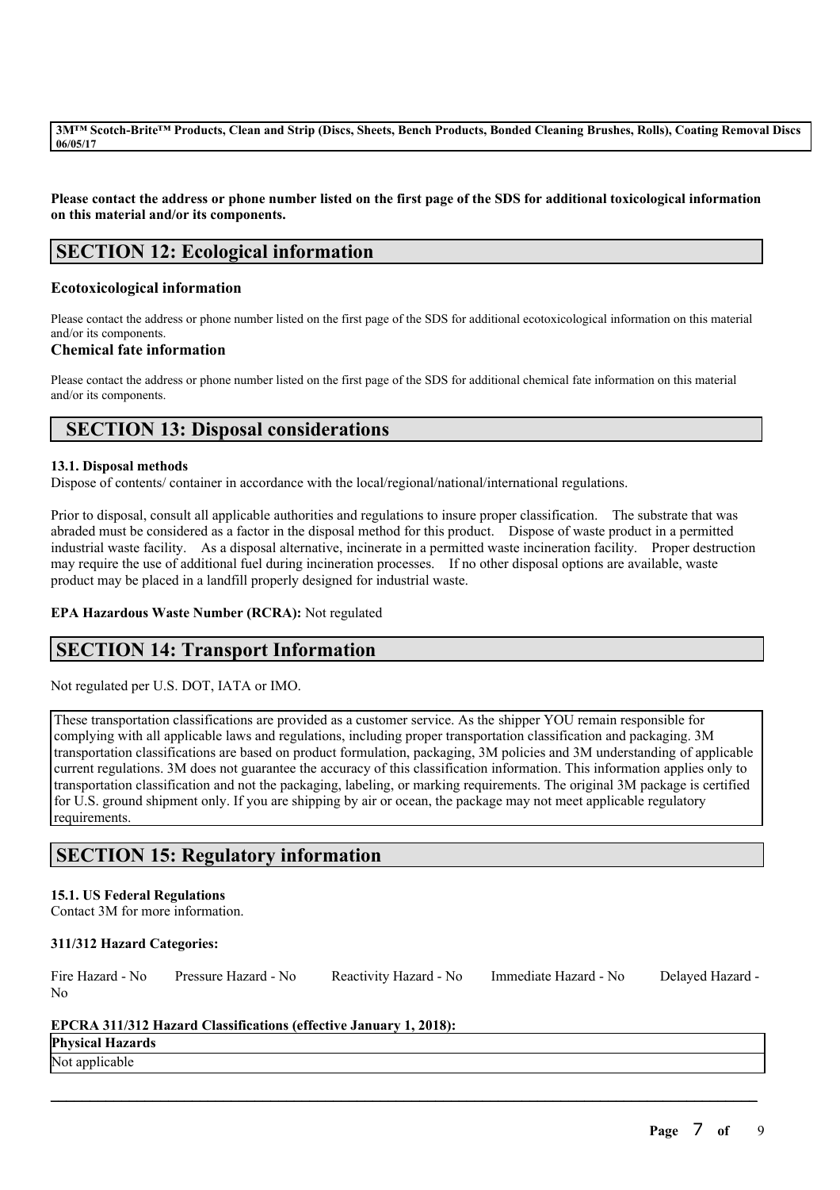Please contact the address or phone number listed on the first page of the SDS for additional toxicological information on this material and/or its components.

## SECTION 12: Ecological information

### Ecotoxicological information

Please contact the address or phone number listed on the first page of the SDS for additional ecotoxicological information on this material and/or its components.

### Chemical fate information

Please contact the address or phone number listed on the first page of the SDS for additional chemical fate information on this material and/or its components.

## SECTION 13: Disposal considerations

### 13.1. Disposal methods

Dispose of contents/ container in accordance with the local/regional/national/international regulations.

Prior to disposal, consult all applicable authorities and regulations to insure proper classification. The substrate that was abraded must be considered as a factor in the disposal method for this product. Dispose of waste product in a permitted industrial waste facility. As a disposal alternative, incinerate in a permitted waste incineration facility. Proper destruction may require the use of additional fuel during incineration processes. If no other disposal options are available, waste product may be placed in a landfill properly designed for industrial waste.

**EPA Hazardous Waste Number (RCRA):** Not regulated

## SECTION 14: Transport Information

Not regulated per U.S. DOT, IATA or IMO.

These transportation classifications are provided as a customer service. As the shipper YOU remain responsible for complying with all applicable laws and regulations, including proper transportation classification and packaging. 3M transportation classifications are based on product formulation, packaging, 3M policies and 3M understanding of applicable current regulations. 3M does not guarantee the accuracy of this classification information. This information applies only to transportation classification and not the packaging, labeling, or marking requirements. The original 3M package is certified for U.S. ground shipment only. If you are shipping by air or ocean, the package may not meet applicable regulatory requirements.

## SECTION 15: Regulatory information

### 15.1. US Federal Regulations

Contact 3M for more information.

**311/312 Hazard Categories:**

Fire Hazard - No  Pressure Hazard - No  Reactivity Hazard - No  Immediate Hazard - No  Delayed Hazard - No

**EPCRA 311/312 Hazard Classifications (effective January 1, 2018):**

| Physical Hazards |
| --- |
| Not applicable |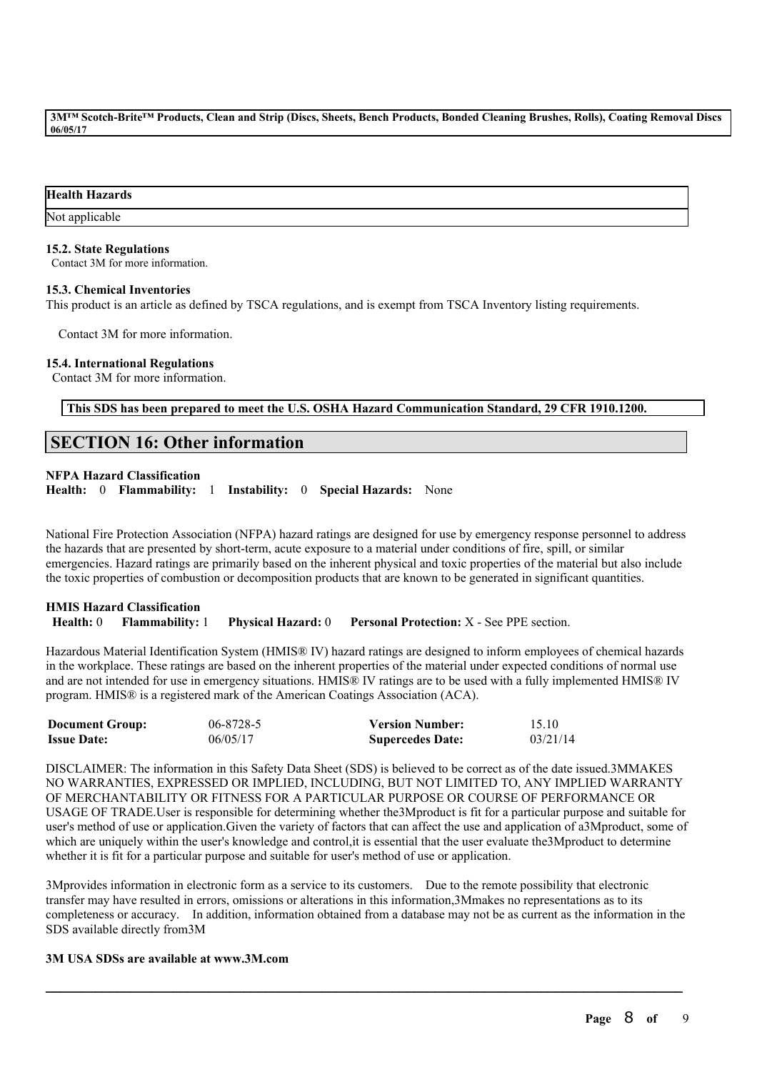| Health Hazards |
| --- |
| Not applicable |

**15.2. State Regulations**

Contact 3M for more information.

**15.3. Chemical Inventories**

This product is an article as defined by TSCA regulations, and is exempt from TSCA Inventory listing requirements.

Contact 3M for more information.

**15.4. International Regulations**

Contact 3M for more information.

**This SDS has been prepared to meet the U.S. OSHA Hazard Communication Standard, 29 CFR 1910.1200.**

## SECTION 16: Other information

**NFPA Hazard Classification**

**Health:** 0 **Flammability:** 1 **Instability:** 0 **Special Hazards:** None

National Fire Protection Association (NFPA) hazard ratings are designed for use by emergency response personnel to address the hazards that are presented by short-term, acute exposure to a material under conditions of fire, spill, or similar emergencies. Hazard ratings are primarily based on the inherent physical and toxic properties of the material but also include the toxic properties of combustion or decomposition products that are known to be generated in significant quantities.

**HMIS Hazard Classification**

**Health:** 0 **Flammability:** 1 **Physical Hazard:** 0 **Personal Protection:** X - See PPE section.

Hazardous Material Identification System (HMIS® IV) hazard ratings are designed to inform employees of chemical hazards in the workplace. These ratings are based on the inherent properties of the material under expected conditions of normal use and are not intended for use in emergency situations. HMIS® IV ratings are to be used with a fully implemented HMIS® IV program. HMIS® is a registered mark of the American Coatings Association (ACA).

| | | | |
| --- | --- | --- | --- |
| **Document Group:** | 06-8728-5 | **Version Number:** | 15.10 |
| **Issue Date:** | 06/05/17 | **Supercedes Date:** | 03/21/14 |

DISCLAIMER: The information in this Safety Data Sheet (SDS) is believed to be correct as of the date issued.3MMAKES NO WARRANTIES, EXPRESSED OR IMPLIED, INCLUDING, BUT NOT LIMITED TO, ANY IMPLIED WARRANTY OF MERCHANTABILITY OR FITNESS FOR A PARTICULAR PURPOSE OR COURSE OF PERFORMANCE OR USAGE OF TRADE.User is responsible for determining whether the3Mproduct is fit for a particular purpose and suitable for user's method of use or application.Given the variety of factors that can affect the use and application of a3Mproduct, some of which are uniquely within the user's knowledge and control,it is essential that the user evaluate the3Mproduct to determine whether it is fit for a particular purpose and suitable for user's method of use or application.

3Mprovides information in electronic form as a service to its customers. Due to the remote possibility that electronic transfer may have resulted in errors, omissions or alterations in this information,3Mmakes no representations as to its completeness or accuracy. In addition, information obtained from a database may not be as current as the information in the SDS available directly from3M

**3M USA SDSs are available at www.3M.com**